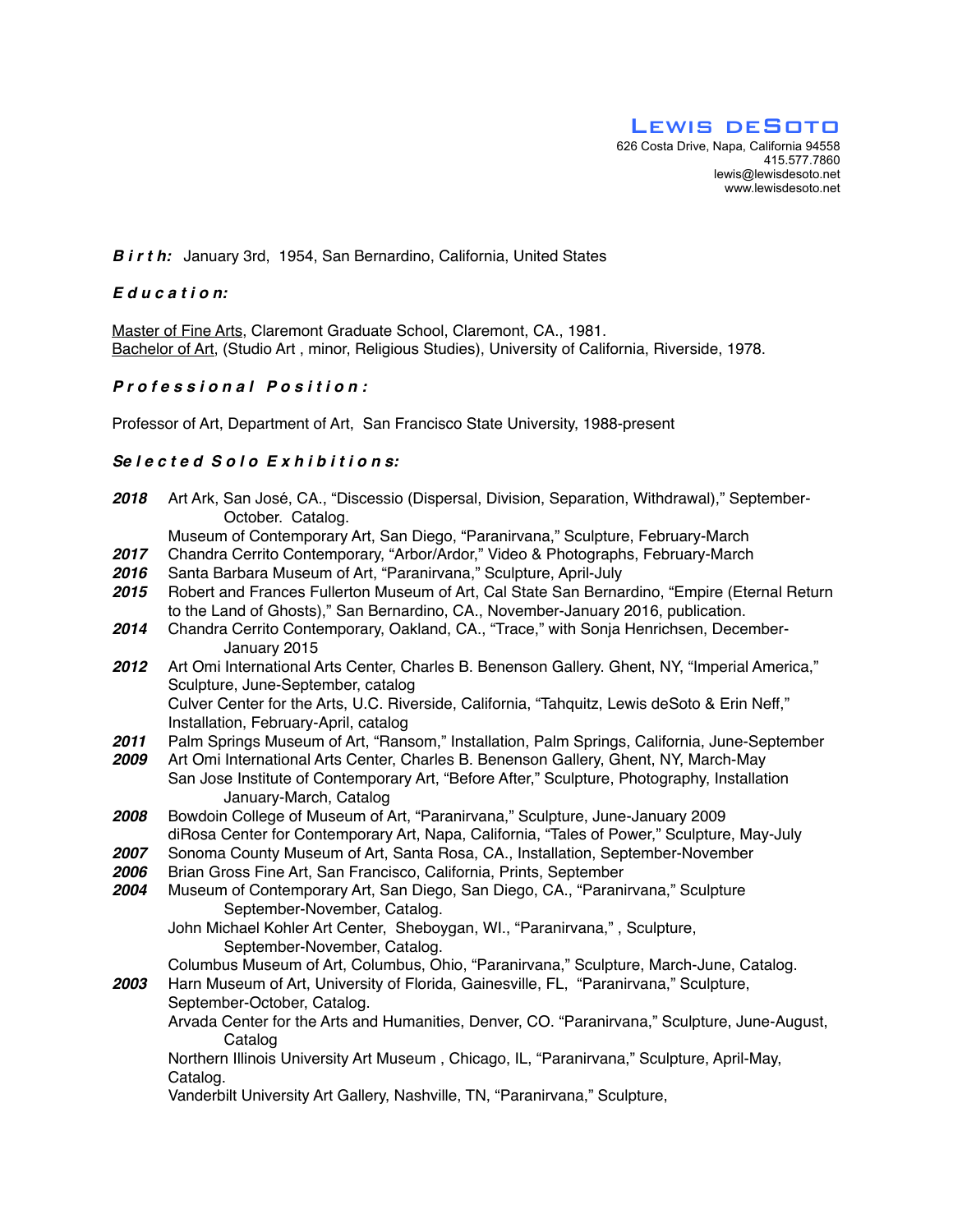# Lewis deSoto

626 Costa Drive, Napa, California 94558
415.577.7860
lewis@lewisdesoto.net
www.lewisdesoto.net

***Birth:*** January 3rd, 1954, San Bernardino, California, United States

### *Education:*

Master of Fine Arts, Claremont Graduate School, Claremont, CA., 1981.
Bachelor of Art, (Studio Art , minor, Religious Studies), University of California, Riverside, 1978.

### *Professional Position:*

Professor of Art, Department of Art, San Francisco State University, 1988-present

### *Selected Solo Exhibitions:*

***2018*** Art Ark, San José, CA., "Discessio (Dispersal, Division, Separation, Withdrawal)," September-October. Catalog.
Museum of Contemporary Art, San Diego, "Paranirvana," Sculpture, February-March

***2017*** Chandra Cerrito Contemporary, "Arbor/Ardor," Video & Photographs, February-March

***2016*** Santa Barbara Museum of Art, "Paranirvana," Sculpture, April-July

***2015*** Robert and Frances Fullerton Museum of Art, Cal State San Bernardino, "Empire (Eternal Return to the Land of Ghosts)," San Bernardino, CA., November-January 2016, publication.

***2014*** Chandra Cerrito Contemporary, Oakland, CA., "Trace," with Sonja Henrichsen, December-January 2015

***2012*** Art Omi International Arts Center, Charles B. Benenson Gallery. Ghent, NY, "Imperial America," Sculpture, June-September, catalog
Culver Center for the Arts, U.C. Riverside, California, "Tahquitz, Lewis deSoto & Erin Neff," Installation, February-April, catalog

***2011*** Palm Springs Museum of Art, "Ransom," Installation, Palm Springs, California, June-September

***2009*** Art Omi International Arts Center, Charles B. Benenson Gallery, Ghent, NY, March-May
San Jose Institute of Contemporary Art, "Before After," Sculpture, Photography, Installation January-March, Catalog

***2008*** Bowdoin College of Museum of Art, "Paranirvana," Sculpture, June-January 2009
diRosa Center for Contemporary Art, Napa, California, "Tales of Power," Sculpture, May-July

***2007*** Sonoma County Museum of Art, Santa Rosa, CA., Installation, September-November

***2006*** Brian Gross Fine Art, San Francisco, California, Prints, September

***2004*** Museum of Contemporary Art, San Diego, San Diego, CA., "Paranirvana," Sculpture September-November, Catalog.
John Michael Kohler Art Center, Sheboygan, WI., "Paranirvana," , Sculpture, September-November, Catalog.
Columbus Museum of Art, Columbus, Ohio, "Paranirvana," Sculpture, March-June, Catalog.

***2003*** Harn Museum of Art, University of Florida, Gainesville, FL, "Paranirvana," Sculpture, September-October, Catalog.
Arvada Center for the Arts and Humanities, Denver, CO. "Paranirvana," Sculpture, June-August, Catalog
Northern Illinois University Art Museum , Chicago, IL, "Paranirvana," Sculpture, April-May, Catalog.
Vanderbilt University Art Gallery, Nashville, TN, "Paranirvana," Sculpture,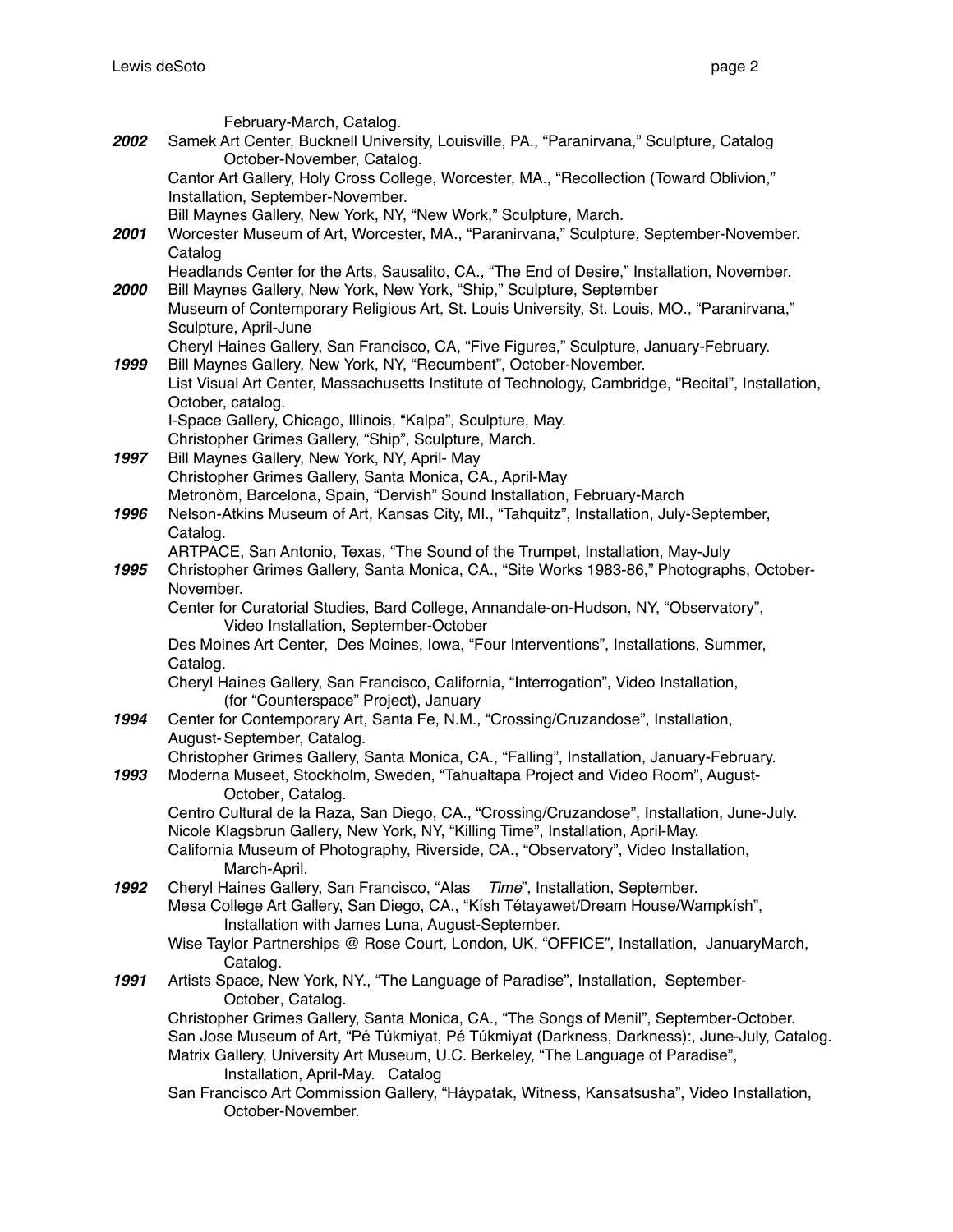February-March, Catalog.

***2002*** Samek Art Center, Bucknell University, Louisville, PA., "Paranirvana," Sculpture, Catalog October-November, Catalog.
Cantor Art Gallery, Holy Cross College, Worcester, MA., "Recollection (Toward Oblivion," Installation, September-November.
Bill Maynes Gallery, New York, NY, "New Work," Sculpture, March.

***2001*** Worcester Museum of Art, Worcester, MA., "Paranirvana," Sculpture, September-November. Catalog
Headlands Center for the Arts, Sausalito, CA., "The End of Desire," Installation, November.

***2000*** Bill Maynes Gallery, New York, New York, "Ship," Sculpture, September
Museum of Contemporary Religious Art, St. Louis University, St. Louis, MO., "Paranirvana," Sculpture, April-June
Cheryl Haines Gallery, San Francisco, CA, "Five Figures," Sculpture, January-February.

***1999*** Bill Maynes Gallery, New York, NY, "Recumbent", October-November.
List Visual Art Center, Massachusetts Institute of Technology, Cambridge, "Recital", Installation, October, catalog.
I-Space Gallery, Chicago, Illinois, "Kalpa", Sculpture, May.
Christopher Grimes Gallery, "Ship", Sculpture, March.

***1997*** Bill Maynes Gallery, New York, NY, April- May
Christopher Grimes Gallery, Santa Monica, CA., April-May
Metronòm, Barcelona, Spain, "Dervish" Sound Installation, February-March

***1996*** Nelson-Atkins Museum of Art, Kansas City, MI., "Tahquitz", Installation, July-September, Catalog.
ARTPACE, San Antonio, Texas, "The Sound of the Trumpet, Installation, May-July

***1995*** Christopher Grimes Gallery, Santa Monica, CA., "Site Works 1983-86," Photographs, October-November.
Center for Curatorial Studies, Bard College, Annandale-on-Hudson, NY, "Observatory", Video Installation, September-October
Des Moines Art Center, Des Moines, Iowa, "Four Interventions", Installations, Summer, Catalog.
Cheryl Haines Gallery, San Francisco, California, "Interrogation", Video Installation, (for "Counterspace" Project), January

***1994*** Center for Contemporary Art, Santa Fe, N.M., "Crossing/Cruzandose", Installation, August- September, Catalog.
Christopher Grimes Gallery, Santa Monica, CA., "Falling", Installation, January-February.

***1993*** Moderna Museet, Stockholm, Sweden, "Tahualtapa Project and Video Room", August-October, Catalog.
Centro Cultural de la Raza, San Diego, CA., "Crossing/Cruzandose", Installation, June-July.
Nicole Klagsbrun Gallery, New York, NY, "Killing Time", Installation, April-May.
California Museum of Photography, Riverside, CA., "Observatory", Video Installation, March-April.

***1992*** Cheryl Haines Gallery, San Francisco, "Alas *Time*", Installation, September.
Mesa College Art Gallery, San Diego, CA., "Kísh Tétayawet/Dream House/Wampkísh", Installation with James Luna, August-September.
Wise Taylor Partnerships @ Rose Court, London, UK, "OFFICE", Installation, JanuaryMarch, Catalog.

***1991*** Artists Space, New York, NY., "The Language of Paradise", Installation, September-October, Catalog.
Christopher Grimes Gallery, Santa Monica, CA., "The Songs of Menil", September-October.
San Jose Museum of Art, "Pé Túkmiyat, Pé Túkmiyat (Darkness, Darkness):, June-July, Catalog.
Matrix Gallery, University Art Museum, U.C. Berkeley, "The Language of Paradise", Installation, April-May. Catalog
San Francisco Art Commission Gallery, "Háypatak, Witness, Kansatsusha", Video Installation, October-November.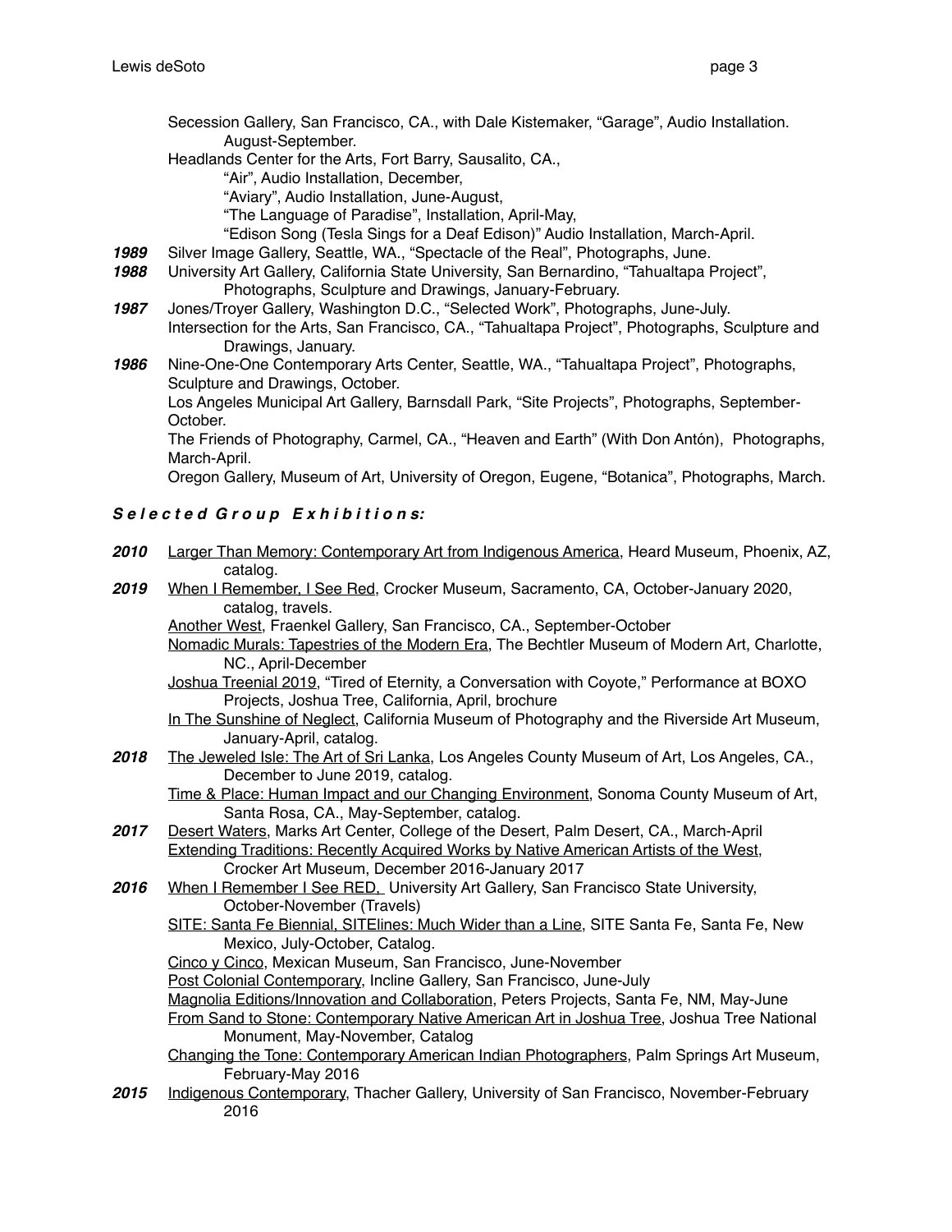Secession Gallery, San Francisco, CA., with Dale Kistemaker, "Garage", Audio Installation. August-September.

Headlands Center for the Arts, Fort Barry, Sausalito, CA.,
"Air", Audio Installation, December,
"Aviary", Audio Installation, June-August,
"The Language of Paradise", Installation, April-May,
"Edison Song (Tesla Sings for a Deaf Edison)" Audio Installation, March-April.

***1989*** Silver Image Gallery, Seattle, WA., "Spectacle of the Real", Photographs, June.

***1988*** University Art Gallery, California State University, San Bernardino, "Tahualtapa Project", Photographs, Sculpture and Drawings, January-February.

***1987*** Jones/Troyer Gallery, Washington D.C., "Selected Work", Photographs, June-July.
Intersection for the Arts, San Francisco, CA., "Tahualtapa Project", Photographs, Sculpture and Drawings, January.

***1986*** Nine-One-One Contemporary Arts Center, Seattle, WA., "Tahualtapa Project", Photographs, Sculpture and Drawings, October.
Los Angeles Municipal Art Gallery, Barnsdall Park, "Site Projects", Photographs, September-October.
The Friends of Photography, Carmel, CA., "Heaven and Earth" (With Don Antón), Photographs, March-April.
Oregon Gallery, Museum of Art, University of Oregon, Eugene, "Botanica", Photographs, March.

## ***Selected Group Exhibitions:***

***2010*** <u>Larger Than Memory: Contemporary Art from Indigenous America</u>, Heard Museum, Phoenix, AZ, catalog.

***2019*** <u>When I Remember, I See Red</u>, Crocker Museum, Sacramento, CA, October-January 2020, catalog, travels.
<u>Another West</u>, Fraenkel Gallery, San Francisco, CA., September-October
<u>Nomadic Murals: Tapestries of the Modern Era</u>, The Bechtler Museum of Modern Art, Charlotte, NC., April-December
<u>Joshua Treenial 2019</u>, "Tired of Eternity, a Conversation with Coyote," Performance at BOXO Projects, Joshua Tree, California, April, brochure
<u>In The Sunshine of Neglect</u>, California Museum of Photography and the Riverside Art Museum, January-April, catalog.

***2018*** <u>The Jeweled Isle: The Art of Sri Lanka</u>, Los Angeles County Museum of Art, Los Angeles, CA., December to June 2019, catalog.
<u>Time & Place: Human Impact and our Changing Environment</u>, Sonoma County Museum of Art, Santa Rosa, CA., May-September, catalog.

***2017*** <u>Desert Waters</u>, Marks Art Center, College of the Desert, Palm Desert, CA., March-April
<u>Extending Traditions: Recently Acquired Works by Native American Artists of the West</u>, Crocker Art Museum, December 2016-January 2017

***2016*** <u>When I Remember I See RED,</u> University Art Gallery, San Francisco State University, October-November (Travels)
<u>SITE: Santa Fe Biennial, SITElines: Much Wider than a Line</u>, SITE Santa Fe, Santa Fe, New Mexico, July-October, Catalog.
<u>Cinco y Cinco</u>, Mexican Museum, San Francisco, June-November
<u>Post Colonial Contemporary</u>, Incline Gallery, San Francisco, June-July
<u>Magnolia Editions/Innovation and Collaboration</u>, Peters Projects, Santa Fe, NM, May-June
<u>From Sand to Stone: Contemporary Native American Art in Joshua Tree</u>, Joshua Tree National Monument, May-November, Catalog
<u>Changing the Tone: Contemporary American Indian Photographers</u>, Palm Springs Art Museum, February-May 2016

***2015*** <u>Indigenous Contemporary</u>, Thacher Gallery, University of San Francisco, November-February 2016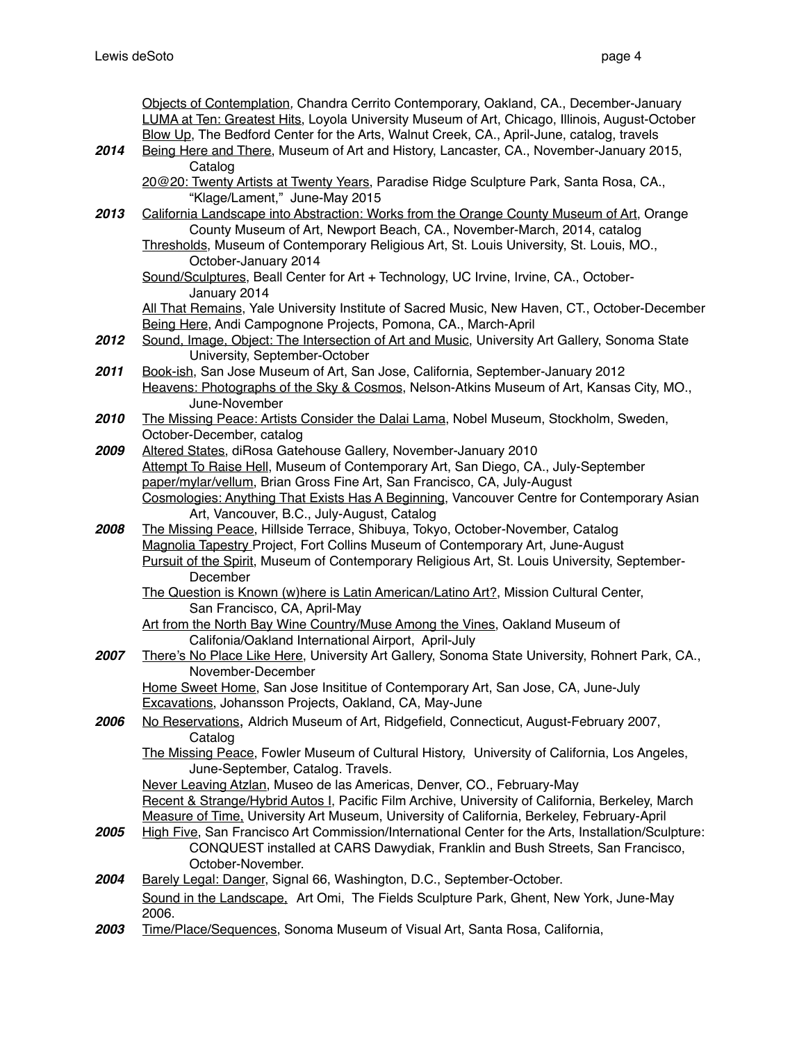<u>Objects of Contemplation</u>, Chandra Cerrito Contemporary, Oakland, CA., December-January
<u>LUMA at Ten: Greatest Hits</u>, Loyola University Museum of Art, Chicago, Illinois, August-October
<u>Blow Up</u>, The Bedford Center for the Arts, Walnut Creek, CA., April-June, catalog, travels

***2014*** <u>Being Here and There</u>, Museum of Art and History, Lancaster, CA., November-January 2015, Catalog
<u>20@20: Twenty Artists at Twenty Years</u>, Paradise Ridge Sculpture Park, Santa Rosa, CA., "Klage/Lament," June-May 2015

***2013*** <u>California Landscape into Abstraction: Works from the Orange County Museum of Art</u>, Orange County Museum of Art, Newport Beach, CA., November-March, 2014, catalog
<u>Thresholds</u>, Museum of Contemporary Religious Art, St. Louis University, St. Louis, MO., October-January 2014
<u>Sound/Sculptures</u>, Beall Center for Art + Technology, UC Irvine, Irvine, CA., October-January 2014
<u>All That Remains</u>, Yale University Institute of Sacred Music, New Haven, CT., October-December
<u>Being Here</u>, Andi Campognone Projects, Pomona, CA., March-April

***2012*** <u>Sound, Image, Object: The Intersection of Art and Music</u>, University Art Gallery, Sonoma State University, September-October

***2011*** <u>Book-ish</u>, San Jose Museum of Art, San Jose, California, September-January 2012
<u>Heavens: Photographs of the Sky & Cosmos</u>, Nelson-Atkins Museum of Art, Kansas City, MO., June-November

***2010*** <u>The Missing Peace: Artists Consider the Dalai Lama</u>, Nobel Museum, Stockholm, Sweden, October-December, catalog

***2009*** <u>Altered States</u>, diRosa Gatehouse Gallery, November-January 2010
<u>Attempt To Raise Hell</u>, Museum of Contemporary Art, San Diego, CA., July-September
<u>paper/mylar/vellum</u>, Brian Gross Fine Art, San Francisco, CA, July-August
<u>Cosmologies: Anything That Exists Has A Beginning</u>, Vancouver Centre for Contemporary Asian Art, Vancouver, B.C., July-August, Catalog

***2008*** <u>The Missing Peace</u>, Hillside Terrace, Shibuya, Tokyo, October-November, Catalog
<u>Magnolia Tapestry</u> Project, Fort Collins Museum of Contemporary Art, June-August
<u>Pursuit of the Spirit</u>, Museum of Contemporary Religious Art, St. Louis University, September-December
<u>The Question is Known (w)here is Latin American/Latino Art?</u>, Mission Cultural Center, San Francisco, CA, April-May
<u>Art from the North Bay Wine Country/Muse Among the Vines</u>, Oakland Museum of Califonia/Oakland International Airport, April-July

***2007*** <u>There's No Place Like Here</u>, University Art Gallery, Sonoma State University, Rohnert Park, CA., November-December
<u>Home Sweet Home</u>, San Jose Insititue of Contemporary Art, San Jose, CA, June-July
<u>Excavations</u>, Johansson Projects, Oakland, CA, May-June

***2006*** <u>No Reservations</u>, Aldrich Museum of Art, Ridgefield, Connecticut, August-February 2007, Catalog
<u>The Missing Peace</u>, Fowler Museum of Cultural History, University of California, Los Angeles, June-September, Catalog. Travels.
<u>Never Leaving Atzlan</u>, Museo de las Americas, Denver, CO., February-May
<u>Recent & Strange/Hybrid Autos I</u>, Pacific Film Archive, University of California, Berkeley, March
<u>Measure of Time,</u> University Art Museum, University of California, Berkeley, February-April

***2005*** <u>High Five</u>, San Francisco Art Commission/International Center for the Arts, Installation/Sculpture: CONQUEST installed at CARS Dawydiak, Franklin and Bush Streets, San Francisco, October-November.

***2004*** <u>Barely Legal: Danger</u>, Signal 66, Washington, D.C., September-October.
<u>Sound in the Landscape,</u> Art Omi, The Fields Sculpture Park, Ghent, New York, June-May 2006.

***2003*** <u>Time/Place/Sequences</u>, Sonoma Museum of Visual Art, Santa Rosa, California,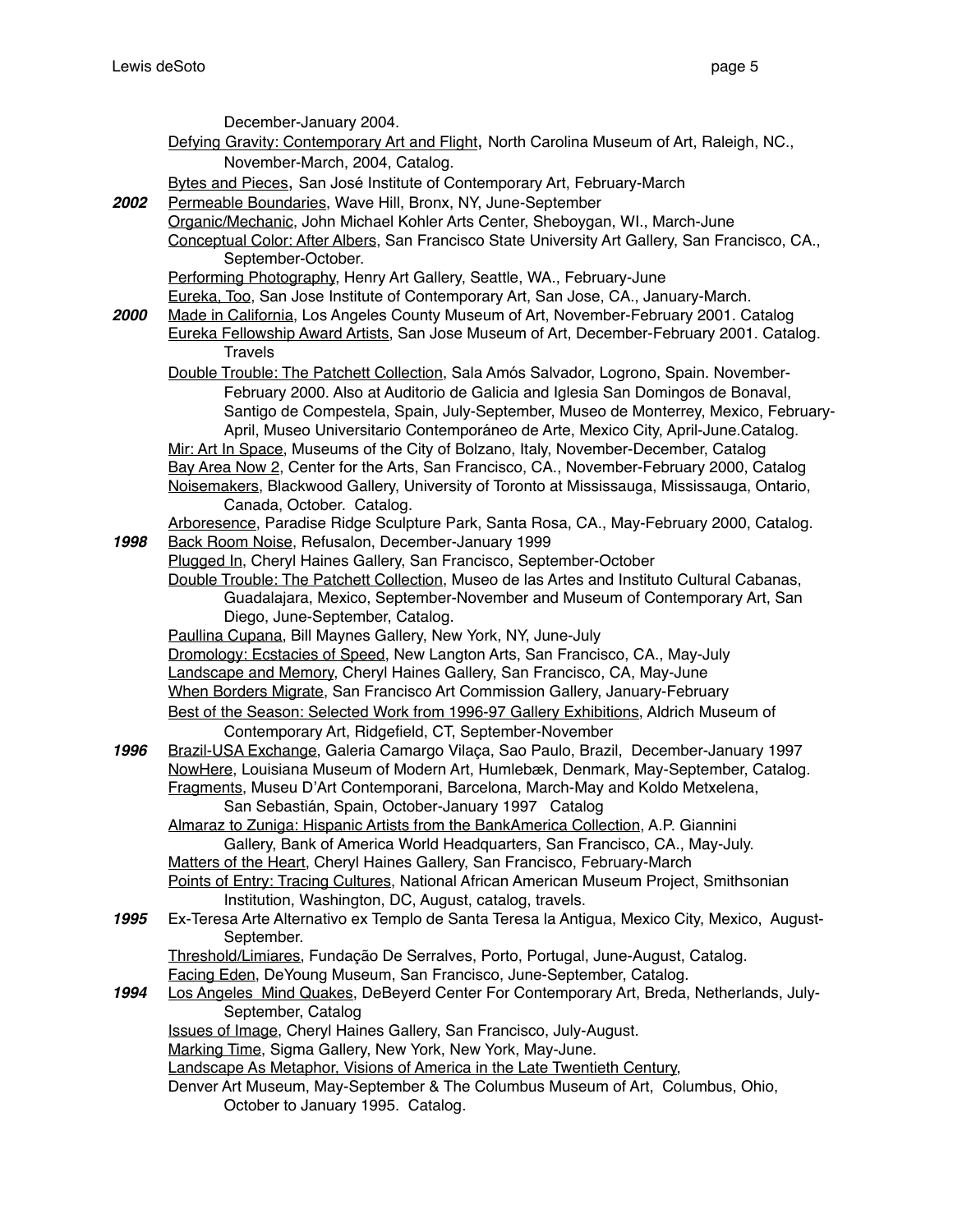December-January 2004.

Defying Gravity: Contemporary Art and Flight, North Carolina Museum of Art, Raleigh, NC., November-March, 2004, Catalog.

Bytes and Pieces, San José Institute of Contemporary Art, February-March

**2002** Permeable Boundaries, Wave Hill, Bronx, NY, June-September

Organic/Mechanic, John Michael Kohler Arts Center, Sheboygan, WI., March-June

Conceptual Color: After Albers, San Francisco State University Art Gallery, San Francisco, CA., September-October.

Performing Photography, Henry Art Gallery, Seattle, WA., February-June

Eureka, Too, San Jose Institute of Contemporary Art, San Jose, CA., January-March.

**2000** Made in California, Los Angeles County Museum of Art, November-February 2001. Catalog

Eureka Fellowship Award Artists, San Jose Museum of Art, December-February 2001. Catalog. Travels

Double Trouble: The Patchett Collection, Sala Amós Salvador, Logrono, Spain. November-February 2000. Also at Auditorio de Galicia and Iglesia San Domingos de Bonaval, Santigo de Compestela, Spain, July-September, Museo de Monterrey, Mexico, February-April, Museo Universitario Contemporáneo de Arte, Mexico City, April-June.Catalog.

Mir: Art In Space, Museums of the City of Bolzano, Italy, November-December, Catalog

Bay Area Now 2, Center for the Arts, San Francisco, CA., November-February 2000, Catalog

Noisemakers, Blackwood Gallery, University of Toronto at Mississauga, Mississauga, Ontario, Canada, October. Catalog.

Arboresence, Paradise Ridge Sculpture Park, Santa Rosa, CA., May-February 2000, Catalog.

**1998** Back Room Noise, Refusalon, December-January 1999

Plugged In, Cheryl Haines Gallery, San Francisco, September-October

Double Trouble: The Patchett Collection, Museo de las Artes and Instituto Cultural Cabanas, Guadalajara, Mexico, September-November and Museum of Contemporary Art, San Diego, June-September, Catalog.

Paullina Cupana, Bill Maynes Gallery, New York, NY, June-July

Dromology: Ecstacies of Speed, New Langton Arts, San Francisco, CA., May-July

Landscape and Memory, Cheryl Haines Gallery, San Francisco, CA, May-June

When Borders Migrate, San Francisco Art Commission Gallery, January-February

Best of the Season: Selected Work from 1996-97 Gallery Exhibitions, Aldrich Museum of Contemporary Art, Ridgefield, CT, September-November

**1996** Brazil-USA Exchange, Galeria Camargo Vilaça, Sao Paulo, Brazil, December-January 1997

NowHere, Louisiana Museum of Modern Art, Humlebæk, Denmark, May-September, Catalog.

Fragments, Museu D'Art Contemporani, Barcelona, March-May and Koldo Metxelena, San Sebastián, Spain, October-January 1997 Catalog

Almaraz to Zuniga: Hispanic Artists from the BankAmerica Collection, A.P. Giannini Gallery, Bank of America World Headquarters, San Francisco, CA., May-July.

Matters of the Heart, Cheryl Haines Gallery, San Francisco, February-March

Points of Entry: Tracing Cultures, National African American Museum Project, Smithsonian Institution, Washington, DC, August, catalog, travels.

**1995** Ex-Teresa Arte Alternativo ex Templo de Santa Teresa la Antigua, Mexico City, Mexico, August-September.

Threshold/Limiares, Fundação De Serralves, Porto, Portugal, June-August, Catalog.

Facing Eden, DeYoung Museum, San Francisco, June-September, Catalog.

**1994** Los Angeles Mind Quakes, DeBeyerd Center For Contemporary Art, Breda, Netherlands, July-September, Catalog

Issues of Image, Cheryl Haines Gallery, San Francisco, July-August.

Marking Time, Sigma Gallery, New York, New York, May-June.

Landscape As Metaphor, Visions of America in the Late Twentieth Century, Denver Art Museum, May-September & The Columbus Museum of Art, Columbus, Ohio, October to January 1995. Catalog.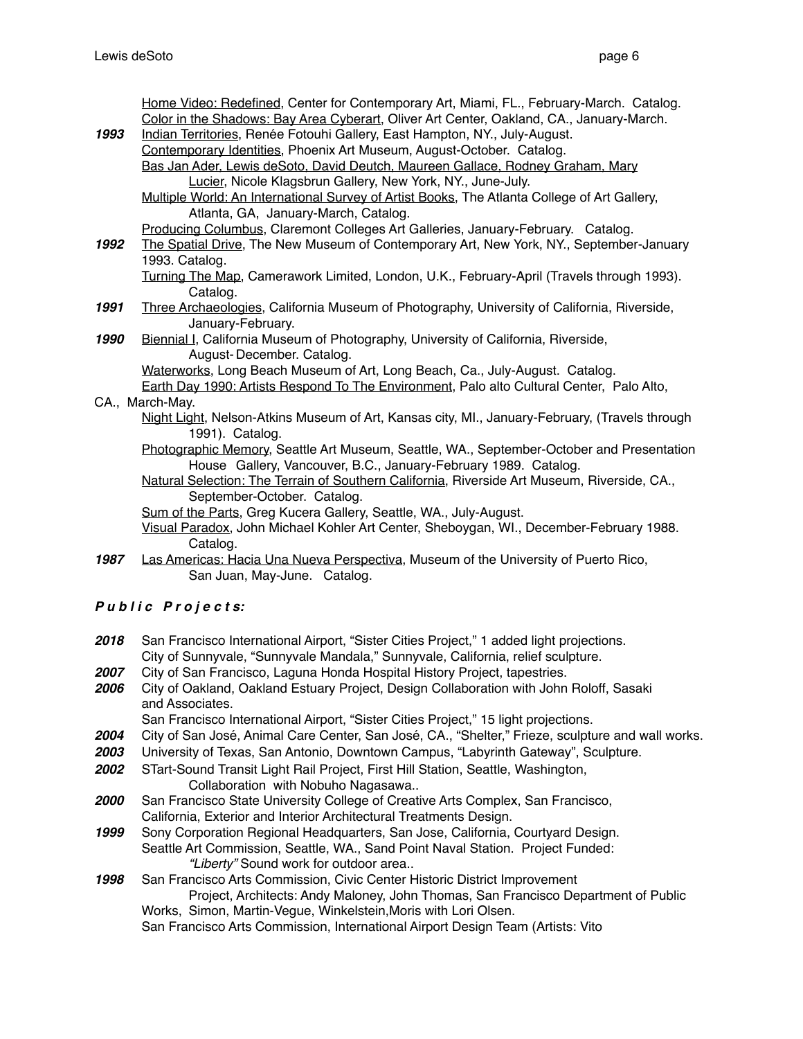Home Video: Redefined, Center for Contemporary Art, Miami, FL., February-March. Catalog.
Color in the Shadows: Bay Area Cyberart, Oliver Art Center, Oakland, CA., January-March.

***1993*** Indian Territories, Renée Fotouhi Gallery, East Hampton, NY., July-August.
Contemporary Identities, Phoenix Art Museum, August-October. Catalog.
Bas Jan Ader, Lewis deSoto, David Deutch, Maureen Gallace, Rodney Graham, Mary Lucier, Nicole Klagsbrun Gallery, New York, NY., June-July.
Multiple World: An International Survey of Artist Books, The Atlanta College of Art Gallery, Atlanta, GA, January-March, Catalog.
Producing Columbus, Claremont Colleges Art Galleries, January-February. Catalog.

***1992*** The Spatial Drive, The New Museum of Contemporary Art, New York, NY., September-January 1993. Catalog.
Turning The Map, Camerawork Limited, London, U.K., February-April (Travels through 1993). Catalog.

***1991*** Three Archaeologies, California Museum of Photography, University of California, Riverside, January-February.

***1990*** Biennial I, California Museum of Photography, University of California, Riverside, August- December. Catalog.
Waterworks, Long Beach Museum of Art, Long Beach, Ca., July-August. Catalog.
Earth Day 1990: Artists Respond To The Environment, Palo alto Cultural Center, Palo Alto, CA., March-May.
Night Light, Nelson-Atkins Museum of Art, Kansas city, MI., January-February, (Travels through 1991). Catalog.
Photographic Memory, Seattle Art Museum, Seattle, WA., September-October and Presentation House Gallery, Vancouver, B.C., January-February 1989. Catalog.
Natural Selection: The Terrain of Southern California, Riverside Art Museum, Riverside, CA., September-October. Catalog.
Sum of the Parts, Greg Kucera Gallery, Seattle, WA., July-August.
Visual Paradox, John Michael Kohler Art Center, Sheboygan, WI., December-February 1988. Catalog.

***1987*** Las Americas: Hacia Una Nueva Perspectiva, Museum of the University of Puerto Rico, San Juan, May-June. Catalog.

### ***Public Projects:***

***2018*** San Francisco International Airport, "Sister Cities Project," 1 added light projections.
City of Sunnyvale, "Sunnyvale Mandala," Sunnyvale, California, relief sculpture.

***2007*** City of San Francisco, Laguna Honda Hospital History Project, tapestries.

***2006*** City of Oakland, Oakland Estuary Project, Design Collaboration with John Roloff, Sasaki and Associates.
San Francisco International Airport, "Sister Cities Project," 15 light projections.

***2004*** City of San José, Animal Care Center, San José, CA., "Shelter," Frieze, sculpture and wall works.

***2003*** University of Texas, San Antonio, Downtown Campus, "Labyrinth Gateway", Sculpture.

***2002*** STart-Sound Transit Light Rail Project, First Hill Station, Seattle, Washington, Collaboration with Nobuho Nagasawa..

***2000*** San Francisco State University College of Creative Arts Complex, San Francisco, California, Exterior and Interior Architectural Treatments Design.

***1999*** Sony Corporation Regional Headquarters, San Jose, California, Courtyard Design.
Seattle Art Commission, Seattle, WA., Sand Point Naval Station. Project Funded: *"Liberty"* Sound work for outdoor area..

***1998*** San Francisco Arts Commission, Civic Center Historic District Improvement Project, Architects: Andy Maloney, John Thomas, San Francisco Department of Public Works, Simon, Martin-Vegue, Winkelstein,Moris with Lori Olsen.
San Francisco Arts Commission, International Airport Design Team (Artists: Vito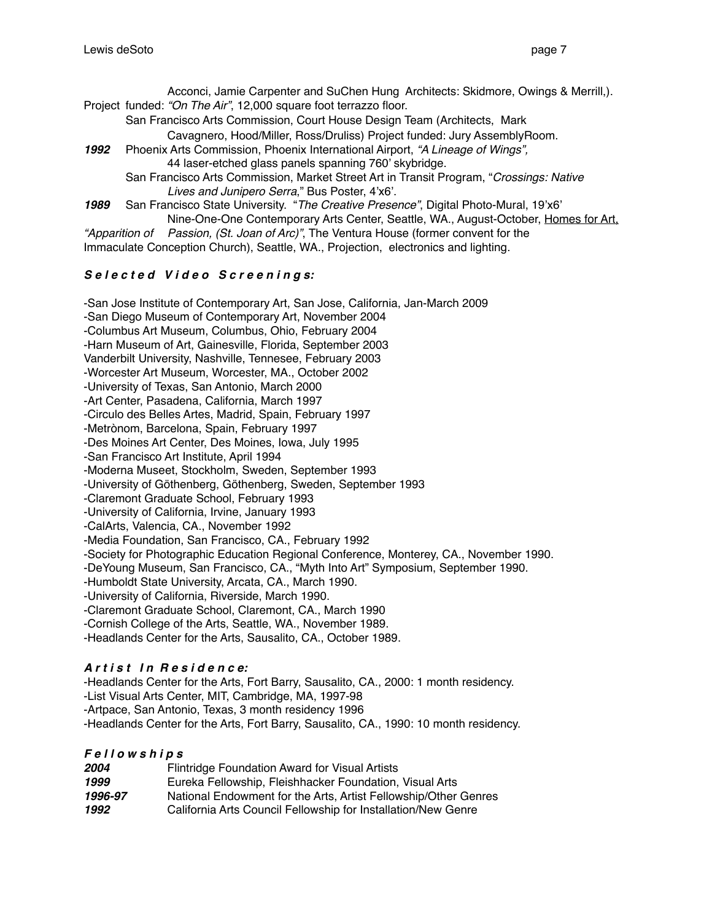Acconci, Jamie Carpenter and SuChen Hung Architects: Skidmore, Owings & Merrill,). Project funded: *"On The Air"*, 12,000 square foot terrazzo floor.

San Francisco Arts Commission, Court House Design Team (Architects, Mark Cavagnero, Hood/Miller, Ross/Druliss) Project funded: Jury AssemblyRoom.

***1992*** Phoenix Arts Commission, Phoenix International Airport, *"A Lineage of Wings",* 44 laser-etched glass panels spanning 760' skybridge.

San Francisco Arts Commission, Market Street Art in Transit Program, "*Crossings: Native Lives and Junipero Serra*," Bus Poster, 4'x6'.

***1989*** San Francisco State University. "*The Creative Presence"*, Digital Photo-Mural, 19'x6'

Nine-One-One Contemporary Arts Center, Seattle, WA., August-October, <u>Homes for Art,</u> *"Apparition of Passion, (St. Joan of Arc)"*, The Ventura House (former convent for the Immaculate Conception Church), Seattle, WA., Projection, electronics and lighting.

### ***Selected Video Screenings:***

- San Jose Institute of Contemporary Art, San Jose, California, Jan-March 2009
- San Diego Museum of Contemporary Art, November 2004
- Columbus Art Museum, Columbus, Ohio, February 2004
- Harn Museum of Art, Gainesville, Florida, September 2003
- Vanderbilt University, Nashville, Tennesee, February 2003
- Worcester Art Museum, Worcester, MA., October 2002
- University of Texas, San Antonio, March 2000
- Art Center, Pasadena, California, March 1997
- Circulo des Belles Artes, Madrid, Spain, February 1997
- Metrònom, Barcelona, Spain, February 1997
- Des Moines Art Center, Des Moines, Iowa, July 1995
- San Francisco Art Institute, April 1994
- Moderna Museet, Stockholm, Sweden, September 1993
- University of Göthenberg, Göthenberg, Sweden, September 1993
- Claremont Graduate School, February 1993
- University of California, Irvine, January 1993
- CalArts, Valencia, CA., November 1992
- Media Foundation, San Francisco, CA., February 1992
- Society for Photographic Education Regional Conference, Monterey, CA., November 1990.
- DeYoung Museum, San Francisco, CA., "Myth Into Art" Symposium, September 1990.
- Humboldt State University, Arcata, CA., March 1990.
- University of California, Riverside, March 1990.
- Claremont Graduate School, Claremont, CA., March 1990
- Cornish College of the Arts, Seattle, WA., November 1989.
- Headlands Center for the Arts, Sausalito, CA., October 1989.

### ***Artist In Residence:***

- Headlands Center for the Arts, Fort Barry, Sausalito, CA., 2000: 1 month residency.
- List Visual Arts Center, MIT, Cambridge, MA, 1997-98
- Artpace, San Antonio, Texas, 3 month residency 1996
- Headlands Center for the Arts, Fort Barry, Sausalito, CA., 1990: 10 month residency.

### ***Fellowships***

***2004*** Flintridge Foundation Award for Visual Artists

***1999*** Eureka Fellowship, Fleishhacker Foundation, Visual Arts

***1996-97*** National Endowment for the Arts, Artist Fellowship/Other Genres

***1992*** California Arts Council Fellowship for Installation/New Genre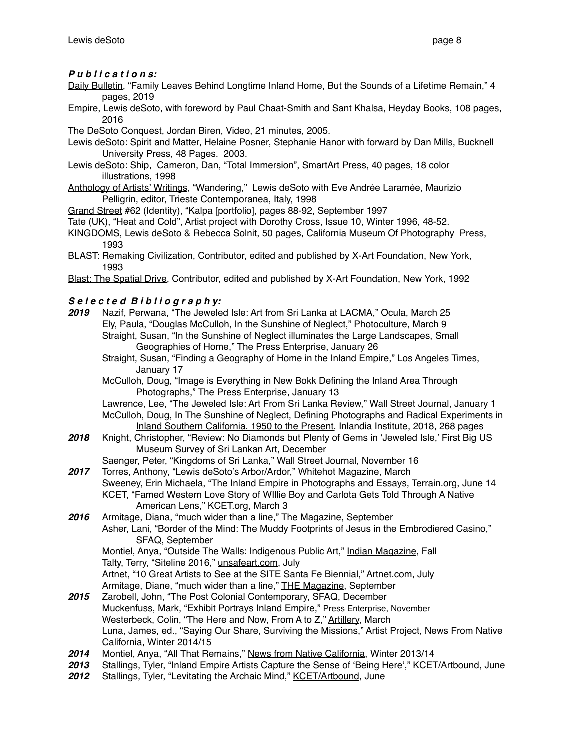### ***P u b l i c a t i o n s:***

Daily Bulletin, "Family Leaves Behind Longtime Inland Home, But the Sounds of a Lifetime Remain," 4 pages, 2019

Empire, Lewis deSoto, with foreword by Paul Chaat-Smith and Sant Khalsa, Heyday Books, 108 pages, 2016

The DeSoto Conquest, Jordan Biren, Video, 21 minutes, 2005.

Lewis deSoto: Spirit and Matter, Helaine Posner, Stephanie Hanor with forward by Dan Mills, Bucknell University Press, 48 Pages. 2003.

Lewis deSoto: Ship, Cameron, Dan, "Total Immersion", SmartArt Press, 40 pages, 18 color illustrations, 1998

Anthology of Artists' Writings, "Wandering," Lewis deSoto with Eve Andrée Laramée, Maurizio Pelligrin, editor, Trieste Contemporanea, Italy, 1998

Grand Street #62 (Identity), "Kalpa [portfolio], pages 88-92, September 1997

Tate (UK), "Heat and Cold", Artist project with Dorothy Cross, Issue 10, Winter 1996, 48-52.

KINGDOMS, Lewis deSoto & Rebecca Solnit, 50 pages, California Museum Of Photography Press, 1993

BLAST: Remaking Civilization, Contributor, edited and published by X-Art Foundation, New York, 1993

Blast: The Spatial Drive, Contributor, edited and published by X-Art Foundation, New York, 1992

### ***S e l e c t e d B i b l i o g r a p h y:***

***2019***
Nazif, Perwana, "The Jeweled Isle: Art from Sri Lanka at LACMA," Ocula, March 25
Ely, Paula, "Douglas McCulloh, In the Sunshine of Neglect," Photoculture, March 9
Straight, Susan, "In the Sunshine of Neglect illuminates the Large Landscapes, Small Geographies of Home," The Press Enterprise, January 26
Straight, Susan, "Finding a Geography of Home in the Inland Empire," Los Angeles Times, January 17
McCulloh, Doug, "Image is Everything in New Bokk Defining the Inland Area Through Photographs," The Press Enterprise, January 13
Lawrence, Lee, "The Jeweled Isle: Art From Sri Lanka Review," Wall Street Journal, January 1
McCulloh, Doug, In The Sunshine of Neglect, Defining Photographs and Radical Experiments in Inland Southern California, 1950 to the Present, Inlandia Institute, 2018, 268 pages

***2018***
Knight, Christopher, "Review: No Diamonds but Plenty of Gems in 'Jeweled Isle,' First Big US Museum Survey of Sri Lankan Art, December
Saenger, Peter, "Kingdoms of Sri Lanka," Wall Street Journal, November 16

***2017***
Torres, Anthony, "Lewis deSoto's Arbor/Ardor," Whitehot Magazine, March
Sweeney, Erin Michaela, "The Inland Empire in Photographs and Essays, Terrain.org, June 14
KCET, "Famed Western Love Story of WIllie Boy and Carlota Gets Told Through A Native American Lens," KCET.org, March 3

***2016***
Armitage, Diana, "much wider than a line," The Magazine, September
Asher, Lani, "Border of the Mind: The Muddy Footprints of Jesus in the Embrodiered Casino," SFAQ, September
Montiel, Anya, "Outside The Walls: Indigenous Public Art," Indian Magazine, Fall
Talty, Terry, "Siteline 2016," unsafeart.com, July
Artnet, "10 Great Artists to See at the SITE Santa Fe Biennial," Artnet.com, July
Armitage, Diane, "much wider than a line," THE Magazine, September

***2015***
Zarobell, John, "The Post Colonial Contemporary, SFAQ, December
Muckenfuss, Mark, "Exhibit Portrays Inland Empire," Press Enterprise, November
Westerbeck, Colin, "The Here and Now, From A to Z," Artillery, March
Luna, James, ed., "Saying Our Share, Surviving the Missions," Artist Project, News From Native California, Winter 2014/15

***2014***
Montiel, Anya, "All That Remains," News from Native California, Winter 2013/14

***2013***
Stallings, Tyler, "Inland Empire Artists Capture the Sense of 'Being Here'," KCET/Artbound, June

***2012***
Stallings, Tyler, "Levitating the Archaic Mind," KCET/Artbound, June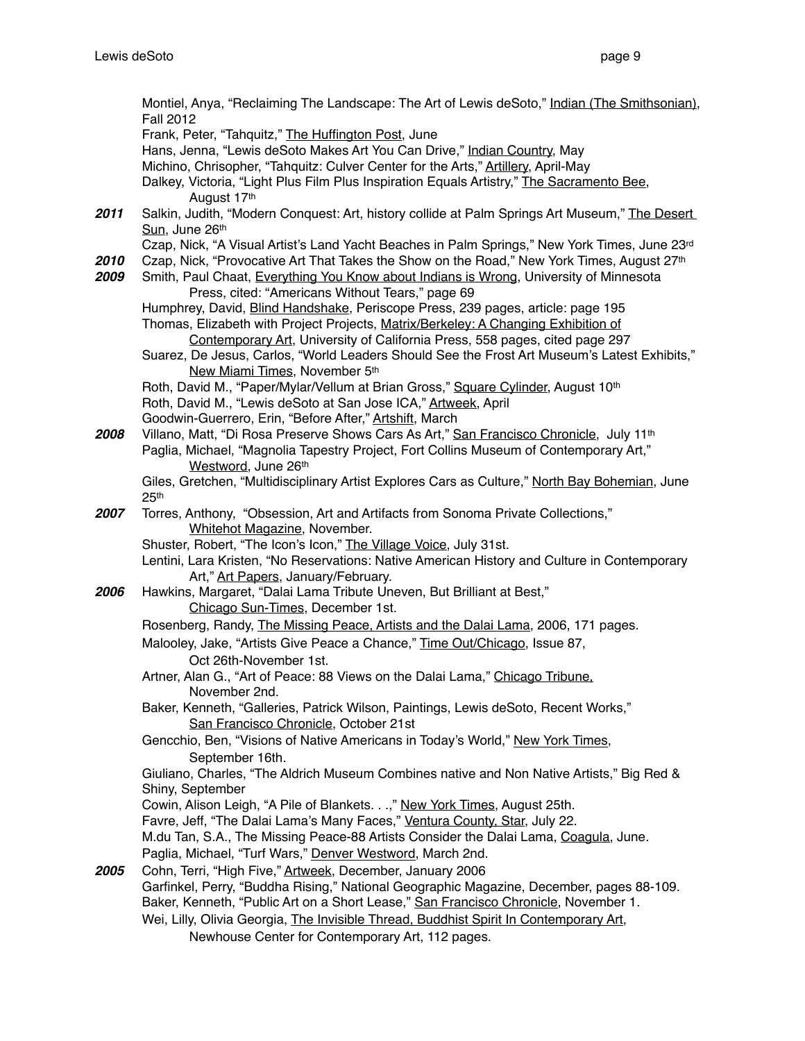Montiel, Anya, "Reclaiming The Landscape: The Art of Lewis deSoto," Indian (The Smithsonian), Fall 2012

Frank, Peter, "Tahquitz," The Huffington Post, June

Hans, Jenna, "Lewis deSoto Makes Art You Can Drive," Indian Country, May

Michino, Chrisopher, "Tahquitz: Culver Center for the Arts," Artillery, April-May

Dalkey, Victoria, "Light Plus Film Plus Inspiration Equals Artistry," The Sacramento Bee, August 17th

***2011*** Salkin, Judith, "Modern Conquest: Art, history collide at Palm Springs Art Museum," The Desert Sun, June 26th

Czap, Nick, "A Visual Artist's Land Yacht Beaches in Palm Springs," New York Times, June 23rd

***2010*** Czap, Nick, "Provocative Art That Takes the Show on the Road," New York Times, August 27th

***2009*** Smith, Paul Chaat, Everything You Know about Indians is Wrong, University of Minnesota Press, cited: "Americans Without Tears," page 69

Humphrey, David, Blind Handshake, Periscope Press, 239 pages, article: page 195

Thomas, Elizabeth with Project Projects, Matrix/Berkeley: A Changing Exhibition of Contemporary Art, University of California Press, 558 pages, cited page 297

Suarez, De Jesus, Carlos, "World Leaders Should See the Frost Art Museum's Latest Exhibits," New Miami Times, November 5th

Roth, David M., "Paper/Mylar/Vellum at Brian Gross," Square Cylinder, August 10th

Roth, David M., "Lewis deSoto at San Jose ICA," Artweek, April

Goodwin-Guerrero, Erin, "Before After," Artshift, March

***2008*** Villano, Matt, "Di Rosa Preserve Shows Cars As Art," San Francisco Chronicle, July 11th

Paglia, Michael, "Magnolia Tapestry Project, Fort Collins Museum of Contemporary Art," Westword, June 26th

Giles, Gretchen, "Multidisciplinary Artist Explores Cars as Culture," North Bay Bohemian, June 25th

***2007*** Torres, Anthony, "Obsession, Art and Artifacts from Sonoma Private Collections," Whitehot Magazine, November.

Shuster, Robert, "The Icon's Icon," The Village Voice, July 31st.

Lentini, Lara Kristen, "No Reservations: Native American History and Culture in Contemporary Art," Art Papers, January/February.

***2006*** Hawkins, Margaret, "Dalai Lama Tribute Uneven, But Brilliant at Best," Chicago Sun-Times, December 1st.

Rosenberg, Randy, The Missing Peace, Artists and the Dalai Lama, 2006, 171 pages.

Malooley, Jake, "Artists Give Peace a Chance," Time Out/Chicago, Issue 87, Oct 26th-November 1st.

Artner, Alan G., "Art of Peace: 88 Views on the Dalai Lama," Chicago Tribune, November 2nd.

Baker, Kenneth, "Galleries, Patrick Wilson, Paintings, Lewis deSoto, Recent Works," San Francisco Chronicle, October 21st

Gencchio, Ben, "Visions of Native Americans in Today's World," New York Times, September 16th.

Giuliano, Charles, "The Aldrich Museum Combines native and Non Native Artists," Big Red & Shiny, September

Cowin, Alison Leigh, "A Pile of Blankets. . .," New York Times, August 25th.

Favre, Jeff, "The Dalai Lama's Many Faces," Ventura County. Star, July 22.

M.du Tan, S.A., The Missing Peace-88 Artists Consider the Dalai Lama, Coagula, June.

Paglia, Michael, "Turf Wars," Denver Westword, March 2nd.

***2005*** Cohn, Terri, "High Five," Artweek, December, January 2006

Garfinkel, Perry, "Buddha Rising," National Geographic Magazine, December, pages 88-109.

Baker, Kenneth, "Public Art on a Short Lease," San Francisco Chronicle, November 1.

Wei, Lilly, Olivia Georgia, The Invisible Thread, Buddhist Spirit In Contemporary Art, Newhouse Center for Contemporary Art, 112 pages.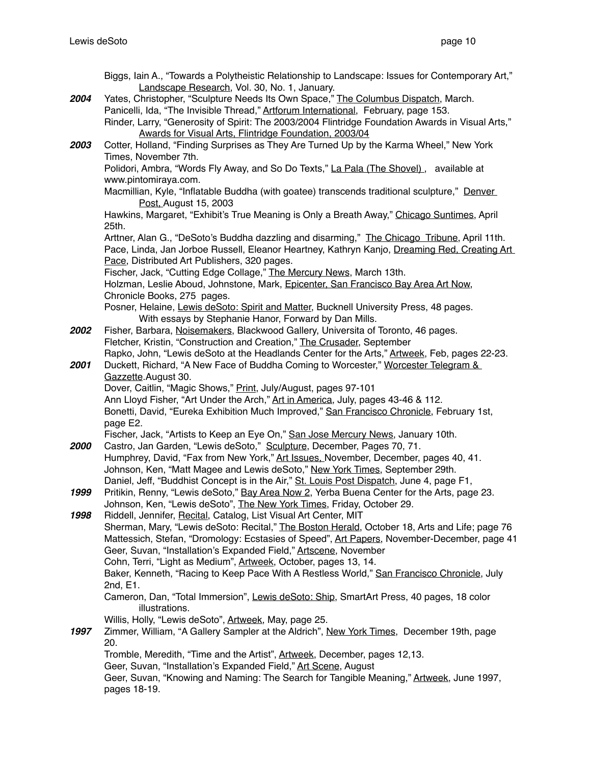Biggs, Iain A., "Towards a Polytheistic Relationship to Landscape: Issues for Contemporary Art," Landscape Research, Vol. 30, No. 1, January.

**2004** Yates, Christopher, "Sculpture Needs Its Own Space," The Columbus Dispatch, March.
Panicelli, Ida, "The Invisible Thread," Artforum International, February, page 153.
Rinder, Larry, "Generosity of Spirit: The 2003/2004 Flintridge Foundation Awards in Visual Arts," Awards for Visual Arts, Flintridge Foundation, 2003/04

**2003** Cotter, Holland, "Finding Surprises as They Are Turned Up by the Karma Wheel," New York Times, November 7th.
Polidori, Ambra, "Words Fly Away, and So Do Texts," La Pala (The Shovel), available at www.pintomiraya.com.
Macmillian, Kyle, "Inflatable Buddha (with goatee) transcends traditional sculpture," Denver Post, August 15, 2003
Hawkins, Margaret, "Exhibit's True Meaning is Only a Breath Away," Chicago Suntimes, April 25th.
Arttner, Alan G., "DeSoto's Buddha dazzling and disarming," The Chicago Tribune, April 11th.
Pace, Linda, Jan Jorboe Russell, Eleanor Heartney, Kathryn Kanjo, Dreaming Red, Creating Art Pace, Distributed Art Publishers, 320 pages.
Fischer, Jack, "Cutting Edge Collage," The Mercury News, March 13th.
Holzman, Leslie Aboud, Johnstone, Mark, Epicenter, San Francisco Bay Area Art Now, Chronicle Books, 275 pages.
Posner, Helaine, Lewis deSoto: Spirit and Matter, Bucknell University Press, 48 pages. With essays by Stephanie Hanor, Forward by Dan Mills.

**2002** Fisher, Barbara, Noisemakers, Blackwood Gallery, Universita of Toronto, 46 pages.
Fletcher, Kristin, "Construction and Creation," The Crusader, September
Rapko, John, "Lewis deSoto at the Headlands Center for the Arts," Artweek, Feb, pages 22-23.

**2001** Duckett, Richard, "A New Face of Buddha Coming to Worcester," Worcester Telegram & Gazzette.August 30.
Dover, Caitlin, "Magic Shows," Print, July/August, pages 97-101
Ann Lloyd Fisher, "Art Under the Arch," Art in America, July, pages 43-46 & 112.
Bonetti, David, "Eureka Exhibition Much Improved," San Francisco Chronicle, February 1st, page E2.
Fischer, Jack, "Artists to Keep an Eye On," San Jose Mercury News, January 10th.

**2000** Castro, Jan Garden, "Lewis deSoto," Sculpture, December, Pages 70, 71.
Humphrey, David, "Fax from New York," Art Issues, November, December, pages 40, 41.
Johnson, Ken, "Matt Magee and Lewis deSoto," New York Times, September 29th.
Daniel, Jeff, "Buddhist Concept is in the Air," St. Louis Post Dispatch, June 4, page F1,

**1999** Pritikin, Renny, "Lewis deSoto," Bay Area Now 2, Yerba Buena Center for the Arts, page 23.
Johnson, Ken, "Lewis deSoto", The New York Times, Friday, October 29.

**1998** Riddell, Jennifer, Recital, Catalog, List Visual Art Center, MIT
Sherman, Mary, "Lewis deSoto: Recital," The Boston Herald, October 18, Arts and Life; page 76
Mattessich, Stefan, "Dromology: Ecstasies of Speed", Art Papers, November-December, page 41
Geer, Suvan, "Installation's Expanded Field," Artscene, November
Cohn, Terri, "Light as Medium", Artweek, October, pages 13, 14.
Baker, Kenneth, "Racing to Keep Pace With A Restless World," San Francisco Chronicle, July 2nd, E1.
Cameron, Dan, "Total Immersion", Lewis deSoto: Ship, SmartArt Press, 40 pages, 18 color illustrations.
Willis, Holly, "Lewis deSoto", Artweek, May, page 25.

**1997** Zimmer, William, "A Gallery Sampler at the Aldrich", New York Times, December 19th, page 20.
Tromble, Meredith, "Time and the Artist", Artweek, December, pages 12,13.
Geer, Suvan, "Installation's Expanded Field," Art Scene, August
Geer, Suvan, "Knowing and Naming: The Search for Tangible Meaning," Artweek, June 1997, pages 18-19.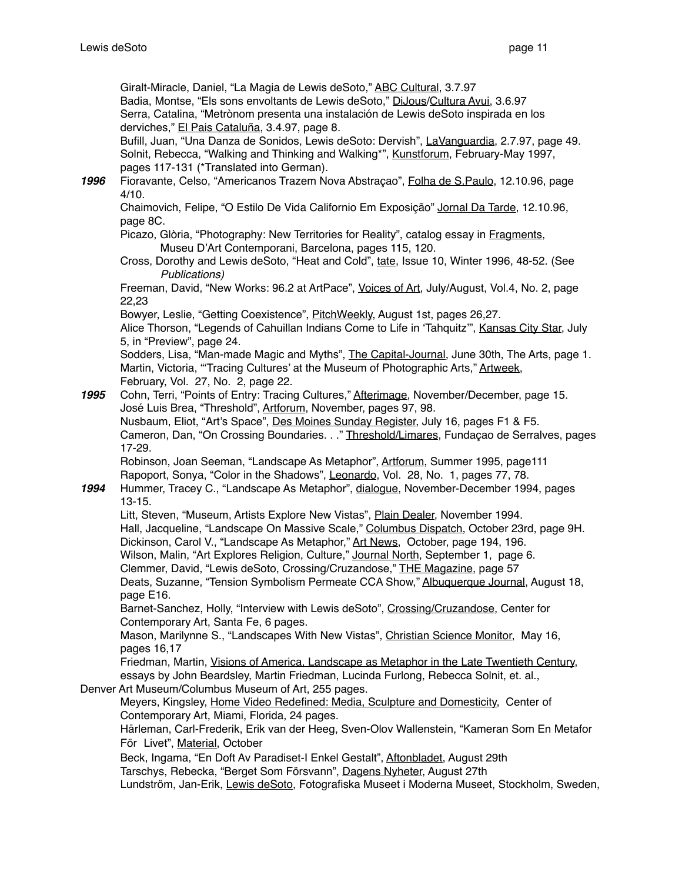Giralt-Miracle, Daniel, "La Magia de Lewis deSoto," <u>ABC Cultural</u>, 3.7.97
Badia, Montse, "Els sons envoltants de Lewis deSoto," <u>DiJous</u>/<u>Cultura Avui</u>, 3.6.97
Serra, Catalina, "Metrònom presenta una instalación de Lewis deSoto inspirada en los derviches," <u>El Pais Cataluña</u>, 3.4.97, page 8.
Bufill, Juan, "Una Danza de Sonidos, Lewis deSoto: Dervish", <u>LaVanguardia</u>, 2.7.97, page 49.
Solnit, Rebecca, "Walking and Thinking and Walking*", <u>Kunstforum</u>, February-May 1997, pages 117-131 (*Translated into German).

***1996*** Fioravante, Celso, "Americanos Trazem Nova Abstraçao", <u>Folha de S.Paulo</u>, 12.10.96, page 4/10.
Chaimovich, Felipe, "O Estilo De Vida Californio Em Exposição" <u>Jornal Da Tarde</u>, 12.10.96, page 8C.
Picazo, Glòria, "Photography: New Territories for Reality", catalog essay in <u>Fragments</u>, Museu D'Art Contemporani, Barcelona, pages 115, 120.
Cross, Dorothy and Lewis deSoto, "Heat and Cold", <u>tate</u>, Issue 10, Winter 1996, 48-52. (See *Publications)*
Freeman, David, "New Works: 96.2 at ArtPace", <u>Voices of Art</u>, July/August, Vol.4, No. 2, page 22,23
Bowyer, Leslie, "Getting Coexistence", <u>PitchWeekly</u>, August 1st, pages 26,27.
Alice Thorson, "Legends of Cahuillan Indians Come to Life in 'Tahquitz'", <u>Kansas City Star</u>, July 5, in "Preview", page 24.
Sodders, Lisa, "Man-made Magic and Myths", <u>The Capital-Journal</u>, June 30th, The Arts, page 1.
Martin, Victoria, "'Tracing Cultures' at the Museum of Photographic Arts," <u>Artweek</u>, February, Vol. 27, No. 2, page 22.

***1995*** Cohn, Terri, "Points of Entry: Tracing Cultures," <u>Afterimage</u>, November/December, page 15.
José Luis Brea, "Threshold", <u>Artforum</u>, November, pages 97, 98.
Nusbaum, Eliot, "Art's Space", <u>Des Moines Sunday Register</u>, July 16, pages F1 & F5.
Cameron, Dan, "On Crossing Boundaries. . ." <u>Threshold/Limares</u>, Fundaçao de Serralves, pages 17-29.
Robinson, Joan Seeman, "Landscape As Metaphor", <u>Artforum</u>, Summer 1995, page111
Rapoport, Sonya, "Color in the Shadows", <u>Leonardo</u>, Vol. 28, No. 1, pages 77, 78.

***1994*** Hummer, Tracey C., "Landscape As Metaphor", <u>dialogue</u>, November-December 1994, pages 13-15.
Litt, Steven, "Museum, Artists Explore New Vistas", <u>Plain Dealer</u>, November 1994.
Hall, Jacqueline, "Landscape On Massive Scale," <u>Columbus Dispatch</u>, October 23rd, page 9H.
Dickinson, Carol V., "Landscape As Metaphor," <u>Art News</u>, October, page 194, 196.
Wilson, Malin, "Art Explores Religion, Culture," <u>Journal North</u>, September 1, page 6.
Clemmer, David, "Lewis deSoto, Crossing/Cruzandose," <u>THE Magazine</u>, page 57
Deats, Suzanne, "Tension Symbolism Permeate CCA Show," <u>Albuquerque Journal</u>, August 18, page E16.
Barnet-Sanchez, Holly, "Interview with Lewis deSoto", <u>Crossing/Cruzandose</u>, Center for Contemporary Art, Santa Fe, 6 pages.
Mason, Marilynne S., "Landscapes With New Vistas", <u>Christian Science Monitor</u>, May 16, pages 16,17
Friedman, Martin, <u>Visions of America, Landscape as Metaphor in the Late Twentieth Century</u>, essays by John Beardsley, Martin Friedman, Lucinda Furlong, Rebecca Solnit, et. al., Denver Art Museum/Columbus Museum of Art, 255 pages.
Meyers, Kingsley, <u>Home Video Redefined: Media, Sculpture and Domesticity</u>, Center of Contemporary Art, Miami, Florida, 24 pages.
Hårleman, Carl-Frederik, Erik van der Heeg, Sven-Olov Wallenstein, "Kameran Som En Metafor För Livet", <u>Material</u>, October
Beck, Ingama, "En Doft Av Paradiset-I Enkel Gestalt", <u>Aftonbladet</u>, August 29th
Tarschys, Rebecka, "Berget Som Försvann", <u>Dagens Nyheter</u>, August 27th
Lundström, Jan-Erik, <u>Lewis deSoto</u>, Fotografiska Museet i Moderna Museet, Stockholm, Sweden,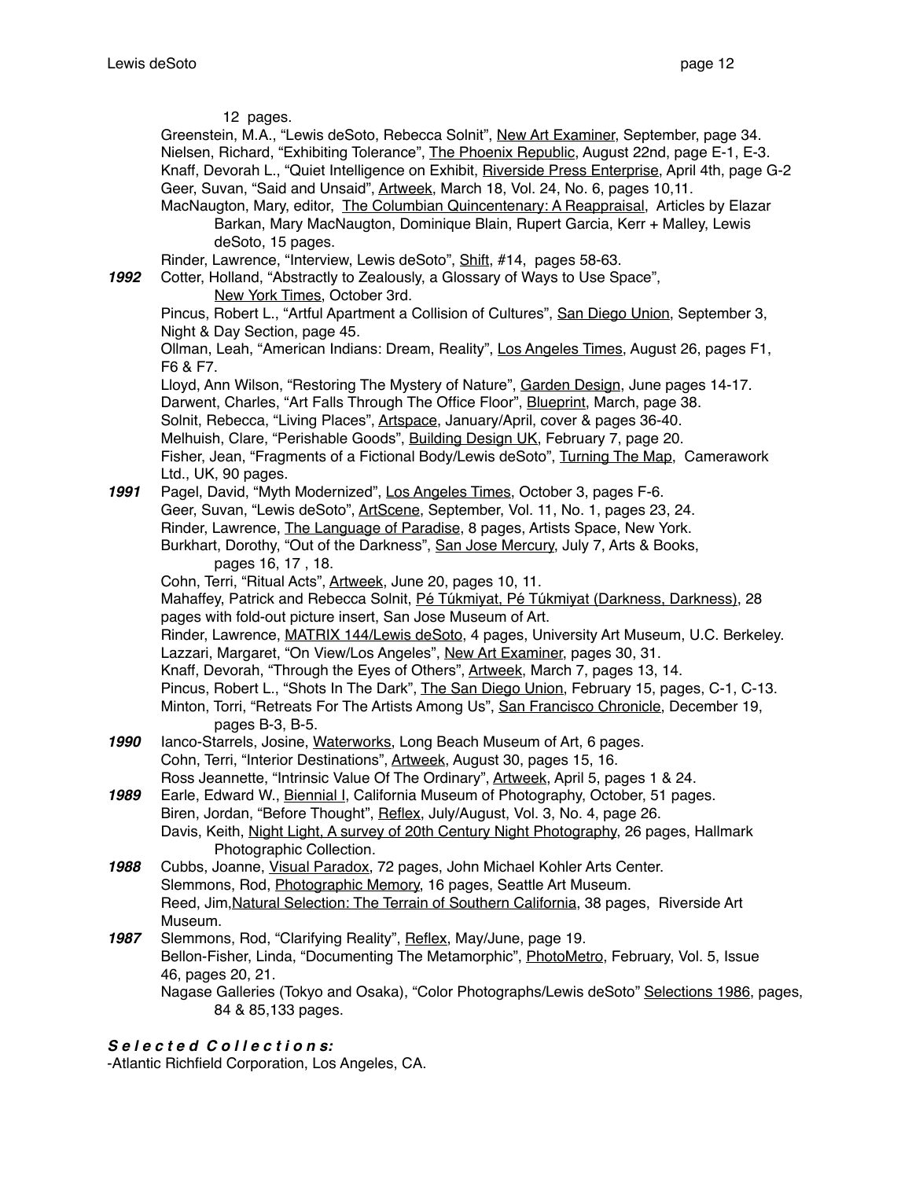12 pages.

Greenstein, M.A., "Lewis deSoto, Rebecca Solnit", New Art Examiner, September, page 34.
Nielsen, Richard, "Exhibiting Tolerance", The Phoenix Republic, August 22nd, page E-1, E-3.
Knaff, Devorah L., "Quiet Intelligence on Exhibit, Riverside Press Enterprise, April 4th, page G-2
Geer, Suvan, "Said and Unsaid", Artweek, March 18, Vol. 24, No. 6, pages 10,11.
MacNaugton, Mary, editor, The Columbian Quincentenary: A Reappraisal, Articles by Elazar Barkan, Mary MacNaugton, Dominique Blain, Rupert Garcia, Kerr + Malley, Lewis deSoto, 15 pages.
Rinder, Lawrence, "Interview, Lewis deSoto", Shift, #14, pages 58-63.

***1992*** Cotter, Holland, "Abstractly to Zealously, a Glossary of Ways to Use Space", New York Times, October 3rd.
Pincus, Robert L., "Artful Apartment a Collision of Cultures", San Diego Union, September 3, Night & Day Section, page 45.
Ollman, Leah, "American Indians: Dream, Reality", Los Angeles Times, August 26, pages F1, F6 & F7.
Lloyd, Ann Wilson, "Restoring The Mystery of Nature", Garden Design, June pages 14-17.
Darwent, Charles, "Art Falls Through The Office Floor", Blueprint, March, page 38.
Solnit, Rebecca, "Living Places", Artspace, January/April, cover & pages 36-40.
Melhuish, Clare, "Perishable Goods", Building Design UK, February 7, page 20.
Fisher, Jean, "Fragments of a Fictional Body/Lewis deSoto", Turning The Map, Camerawork Ltd., UK, 90 pages.

***1991*** Pagel, David, "Myth Modernized", Los Angeles Times, October 3, pages F-6.
Geer, Suvan, "Lewis deSoto", ArtScene, September, Vol. 11, No. 1, pages 23, 24.
Rinder, Lawrence, The Language of Paradise, 8 pages, Artists Space, New York.
Burkhart, Dorothy, "Out of the Darkness", San Jose Mercury, July 7, Arts & Books, pages 16, 17 , 18.
Cohn, Terri, "Ritual Acts", Artweek, June 20, pages 10, 11.
Mahaffey, Patrick and Rebecca Solnit, Pé Túkmiyat, Pé Túkmiyat (Darkness, Darkness), 28 pages with fold-out picture insert, San Jose Museum of Art.
Rinder, Lawrence, MATRIX 144/Lewis deSoto, 4 pages, University Art Museum, U.C. Berkeley.
Lazzari, Margaret, "On View/Los Angeles", New Art Examiner, pages 30, 31.
Knaff, Devorah, "Through the Eyes of Others", Artweek, March 7, pages 13, 14.
Pincus, Robert L., "Shots In The Dark", The San Diego Union, February 15, pages, C-1, C-13.
Minton, Torri, "Retreats For The Artists Among Us", San Francisco Chronicle, December 19, pages B-3, B-5.

***1990*** Ianco-Starrels, Josine, Waterworks, Long Beach Museum of Art, 6 pages.
Cohn, Terri, "Interior Destinations", Artweek, August 30, pages 15, 16.
Ross Jeannette, "Intrinsic Value Of The Ordinary", Artweek, April 5, pages 1 & 24.

***1989*** Earle, Edward W., Biennial I, California Museum of Photography, October, 51 pages.
Biren, Jordan, "Before Thought", Reflex, July/August, Vol. 3, No. 4, page 26.
Davis, Keith, Night Light, A survey of 20th Century Night Photography, 26 pages, Hallmark Photographic Collection.

***1988*** Cubbs, Joanne, Visual Paradox, 72 pages, John Michael Kohler Arts Center.
Slemmons, Rod, Photographic Memory, 16 pages, Seattle Art Museum.
Reed, Jim,Natural Selection: The Terrain of Southern California, 38 pages, Riverside Art Museum.

***1987*** Slemmons, Rod, "Clarifying Reality", Reflex, May/June, page 19.
Bellon-Fisher, Linda, "Documenting The Metamorphic", PhotoMetro, February, Vol. 5, Issue 46, pages 20, 21.
Nagase Galleries (Tokyo and Osaka), "Color Photographs/Lewis deSoto" Selections 1986, pages, 84 & 85,133 pages.

## ***Selected Collections:***

-Atlantic Richfield Corporation, Los Angeles, CA.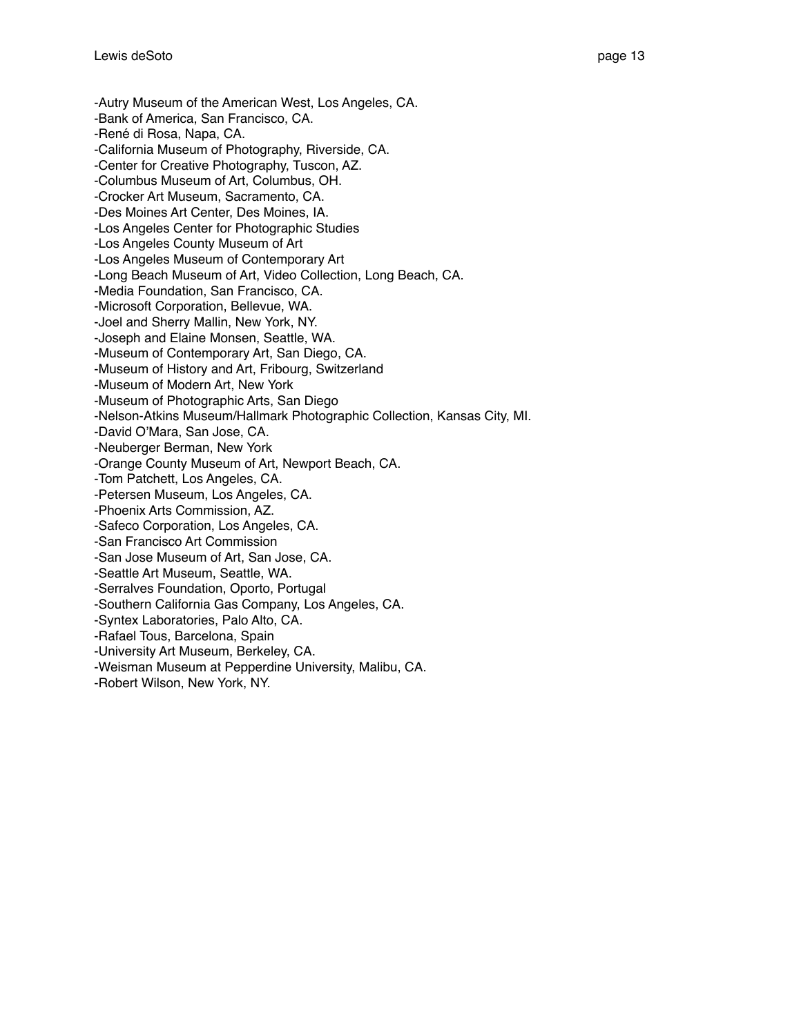-Autry Museum of the American West, Los Angeles, CA.
-Bank of America, San Francisco, CA.
-René di Rosa, Napa, CA.
-California Museum of Photography, Riverside, CA.
-Center for Creative Photography, Tuscon, AZ.
-Columbus Museum of Art, Columbus, OH.
-Crocker Art Museum, Sacramento, CA.
-Des Moines Art Center, Des Moines, IA.
-Los Angeles Center for Photographic Studies
-Los Angeles County Museum of Art
-Los Angeles Museum of Contemporary Art
-Long Beach Museum of Art, Video Collection, Long Beach, CA.
-Media Foundation, San Francisco, CA.
-Microsoft Corporation, Bellevue, WA.
-Joel and Sherry Mallin, New York, NY.
-Joseph and Elaine Monsen, Seattle, WA.
-Museum of Contemporary Art, San Diego, CA.
-Museum of History and Art, Fribourg, Switzerland
-Museum of Modern Art, New York
-Museum of Photographic Arts, San Diego
-Nelson-Atkins Museum/Hallmark Photographic Collection, Kansas City, MI.
-David O'Mara, San Jose, CA.
-Neuberger Berman, New York
-Orange County Museum of Art, Newport Beach, CA.
-Tom Patchett, Los Angeles, CA.
-Petersen Museum, Los Angeles, CA.
-Phoenix Arts Commission, AZ.
-Safeco Corporation, Los Angeles, CA.
-San Francisco Art Commission
-San Jose Museum of Art, San Jose, CA.
-Seattle Art Museum, Seattle, WA.
-Serralves Foundation, Oporto, Portugal
-Southern California Gas Company, Los Angeles, CA.
-Syntex Laboratories, Palo Alto, CA.
-Rafael Tous, Barcelona, Spain
-University Art Museum, Berkeley, CA.
-Weisman Museum at Pepperdine University, Malibu, CA.
-Robert Wilson, New York, NY.